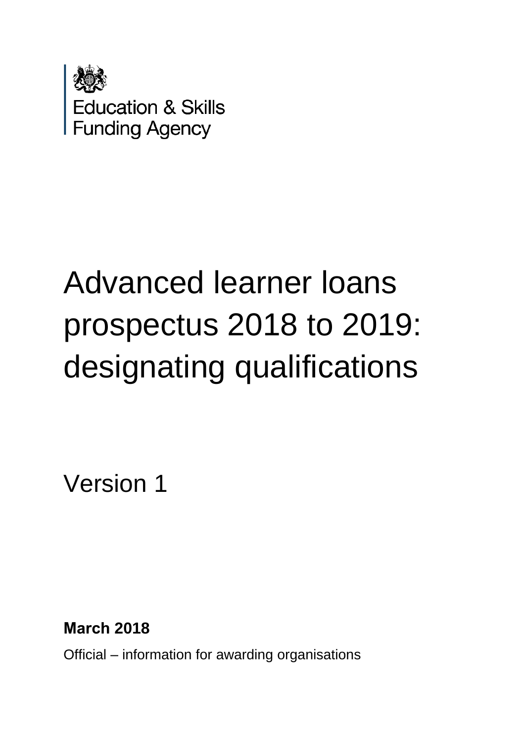Education & Skills Funding Agency

# Advanced learner loans prospectus 2018 to 2019: designating qualifications

Version 1

**March 2018**

Official – information for awarding organisations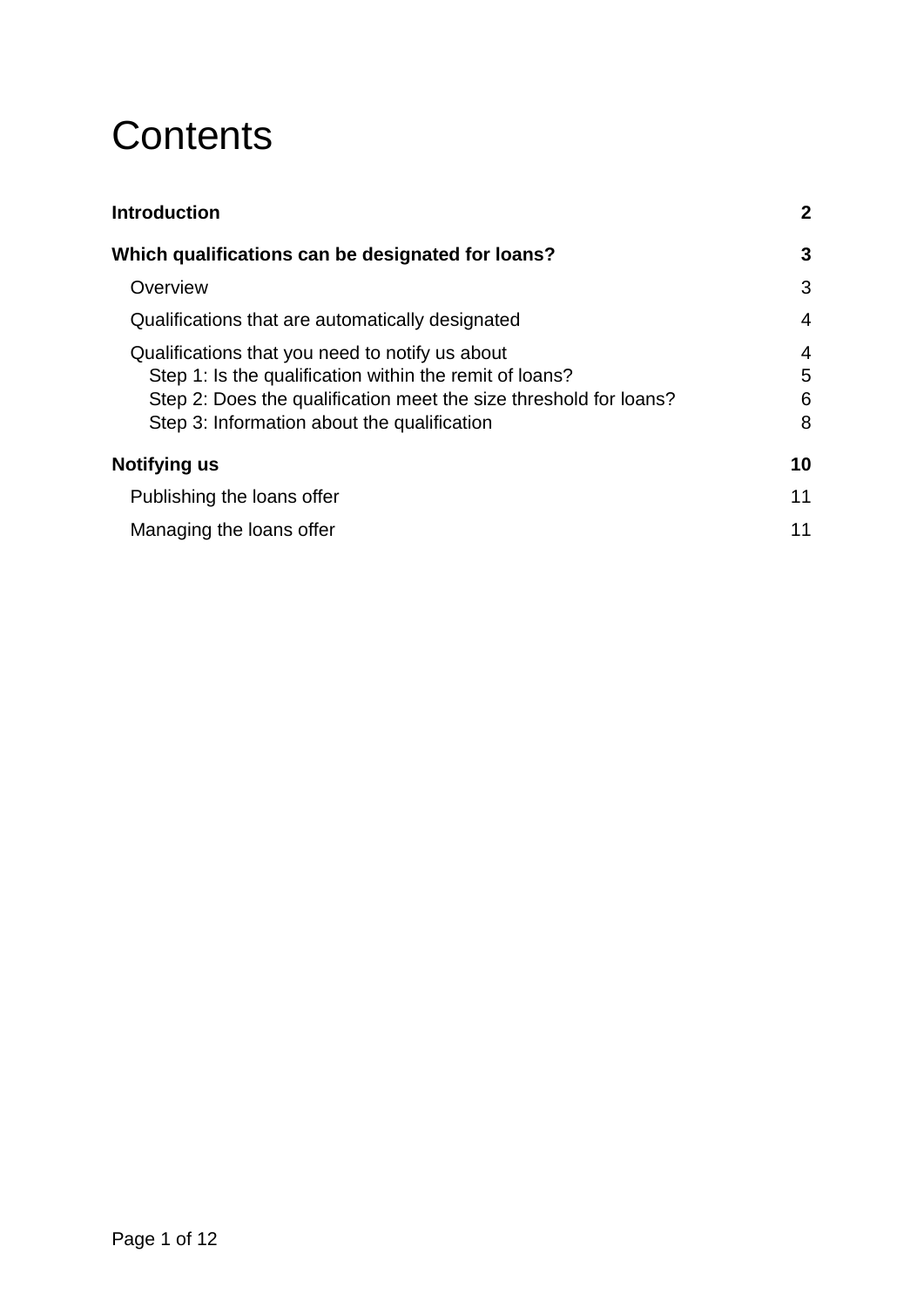# Contents

**Introduction** **2**

**Which qualifications can be designated for loans?** **3**

- Overview 3
- Qualifications that are automatically designated 4
- Qualifications that you need to notify us about 4
  - Step 1: Is the qualification within the remit of loans? 5
  - Step 2: Does the qualification meet the size threshold for loans? 6
  - Step 3: Information about the qualification 8

**Notifying us** **10**

- Publishing the loans offer 11
- Managing the loans offer 11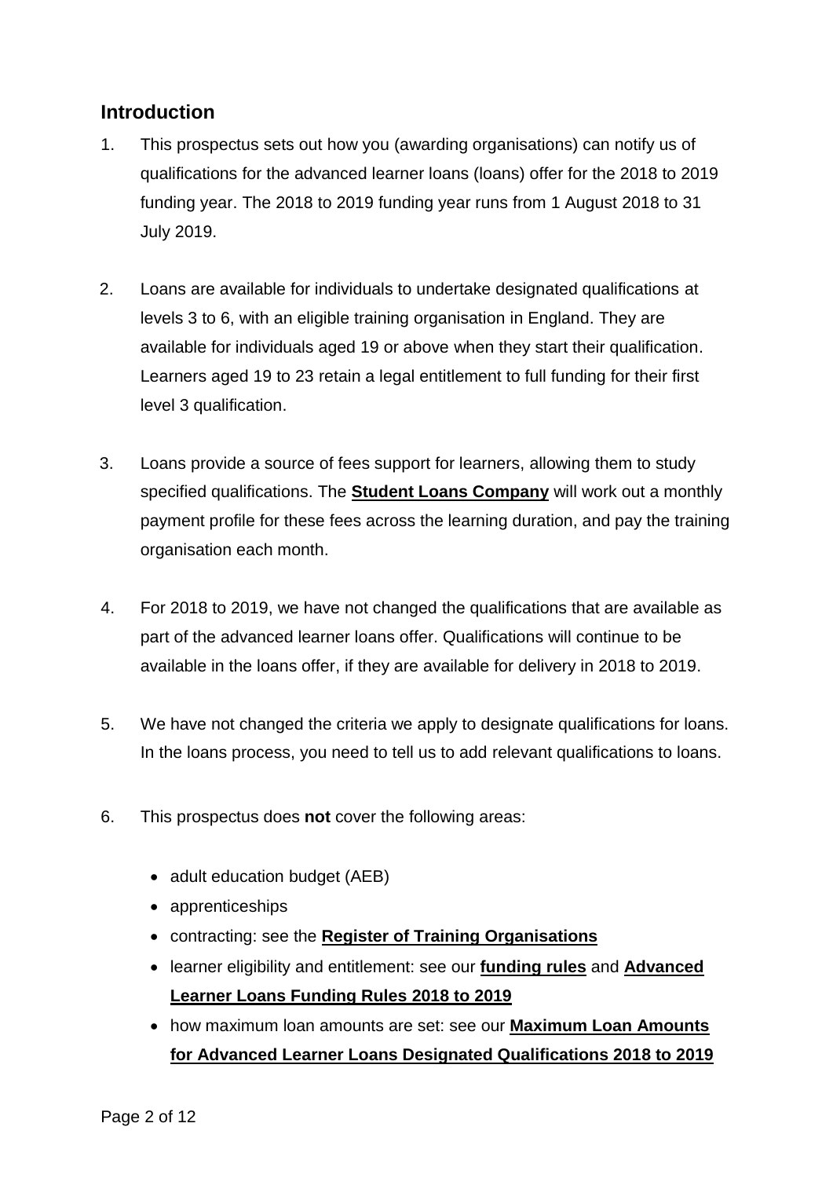## Introduction

1. This prospectus sets out how you (awarding organisations) can notify us of qualifications for the advanced learner loans (loans) offer for the 2018 to 2019 funding year. The 2018 to 2019 funding year runs from 1 August 2018 to 31 July 2019.

2. Loans are available for individuals to undertake designated qualifications at levels 3 to 6, with an eligible training organisation in England. They are available for individuals aged 19 or above when they start their qualification. Learners aged 19 to 23 retain a legal entitlement to full funding for their first level 3 qualification.

3. Loans provide a source of fees support for learners, allowing them to study specified qualifications. The **Student Loans Company** will work out a monthly payment profile for these fees across the learning duration, and pay the training organisation each month.

4. For 2018 to 2019, we have not changed the qualifications that are available as part of the advanced learner loans offer. Qualifications will continue to be available in the loans offer, if they are available for delivery in 2018 to 2019.

5. We have not changed the criteria we apply to designate qualifications for loans. In the loans process, you need to tell us to add relevant qualifications to loans.

6. This prospectus does **not** cover the following areas:

   - adult education budget (AEB)
   - apprenticeships
   - contracting: see the **Register of Training Organisations**
   - learner eligibility and entitlement: see our **funding rules** and **Advanced Learner Loans Funding Rules 2018 to 2019**
   - how maximum loan amounts are set: see our **Maximum Loan Amounts for Advanced Learner Loans Designated Qualifications 2018 to 2019**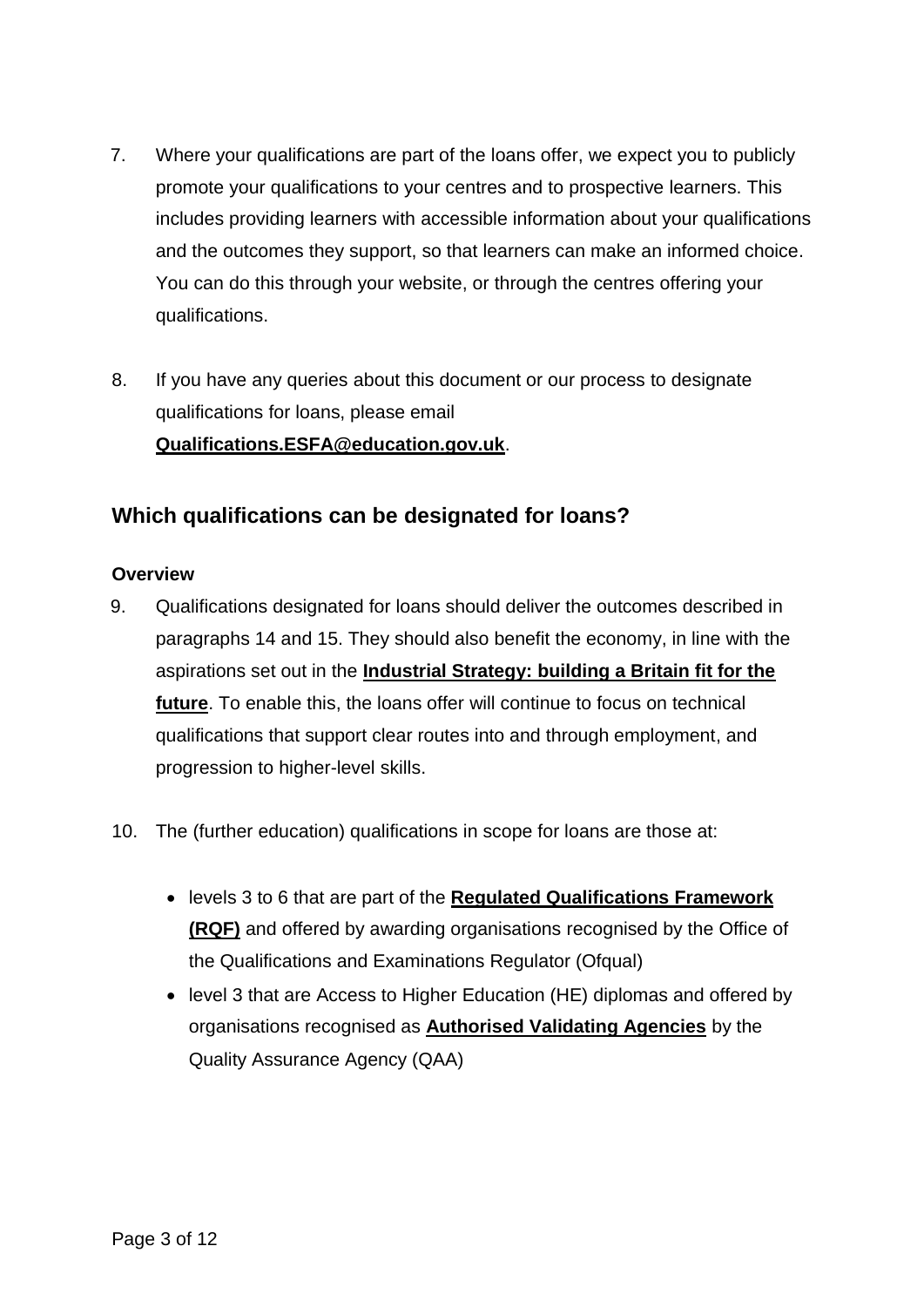7. Where your qualifications are part of the loans offer, we expect you to publicly promote your qualifications to your centres and to prospective learners. This includes providing learners with accessible information about your qualifications and the outcomes they support, so that learners can make an informed choice. You can do this through your website, or through the centres offering your qualifications.

8. If you have any queries about this document or our process to designate qualifications for loans, please email **Qualifications.ESFA@education.gov.uk**.

## Which qualifications can be designated for loans?

### Overview

9. Qualifications designated for loans should deliver the outcomes described in paragraphs 14 and 15. They should also benefit the economy, in line with the aspirations set out in the **Industrial Strategy: building a Britain fit for the future**. To enable this, the loans offer will continue to focus on technical qualifications that support clear routes into and through employment, and progression to higher-level skills.

10. The (further education) qualifications in scope for loans are those at:

    - levels 3 to 6 that are part of the **Regulated Qualifications Framework (RQF)** and offered by awarding organisations recognised by the Office of the Qualifications and Examinations Regulator (Ofqual)
    - level 3 that are Access to Higher Education (HE) diplomas and offered by organisations recognised as **Authorised Validating Agencies** by the Quality Assurance Agency (QAA)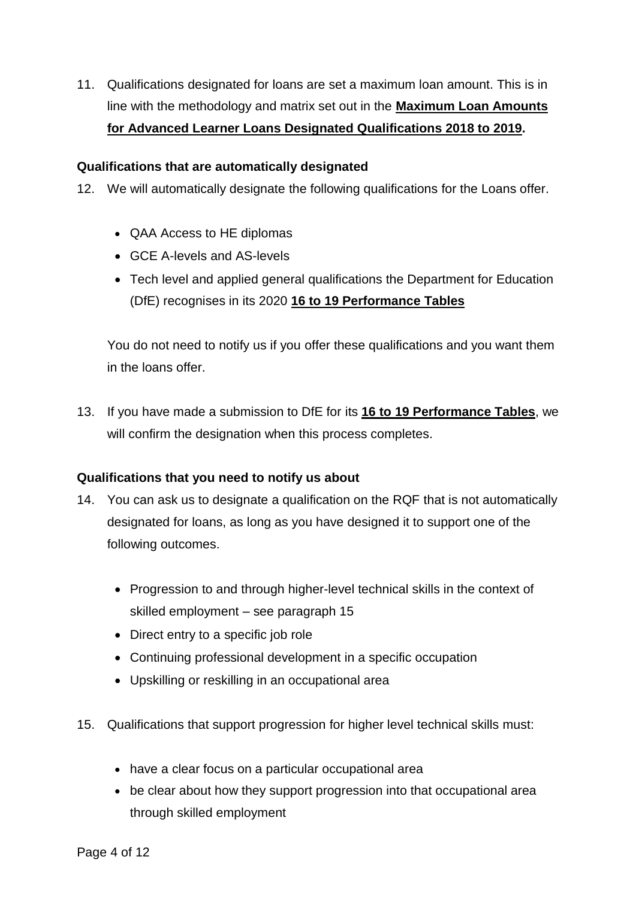11. Qualifications designated for loans are set a maximum loan amount. This is in line with the methodology and matrix set out in the **Maximum Loan Amounts for Advanced Learner Loans Designated Qualifications 2018 to 2019.**

**Qualifications that are automatically designated**

12. We will automatically designate the following qualifications for the Loans offer.

    - QAA Access to HE diplomas
    - GCE A-levels and AS-levels
    - Tech level and applied general qualifications the Department for Education (DfE) recognises in its 2020 **16 to 19 Performance Tables**

    You do not need to notify us if you offer these qualifications and you want them in the loans offer.

13. If you have made a submission to DfE for its **16 to 19 Performance Tables**, we will confirm the designation when this process completes.

**Qualifications that you need to notify us about**

14. You can ask us to designate a qualification on the RQF that is not automatically designated for loans, as long as you have designed it to support one of the following outcomes.

    - Progression to and through higher-level technical skills in the context of skilled employment – see paragraph 15
    - Direct entry to a specific job role
    - Continuing professional development in a specific occupation
    - Upskilling or reskilling in an occupational area

15. Qualifications that support progression for higher level technical skills must:

    - have a clear focus on a particular occupational area
    - be clear about how they support progression into that occupational area through skilled employment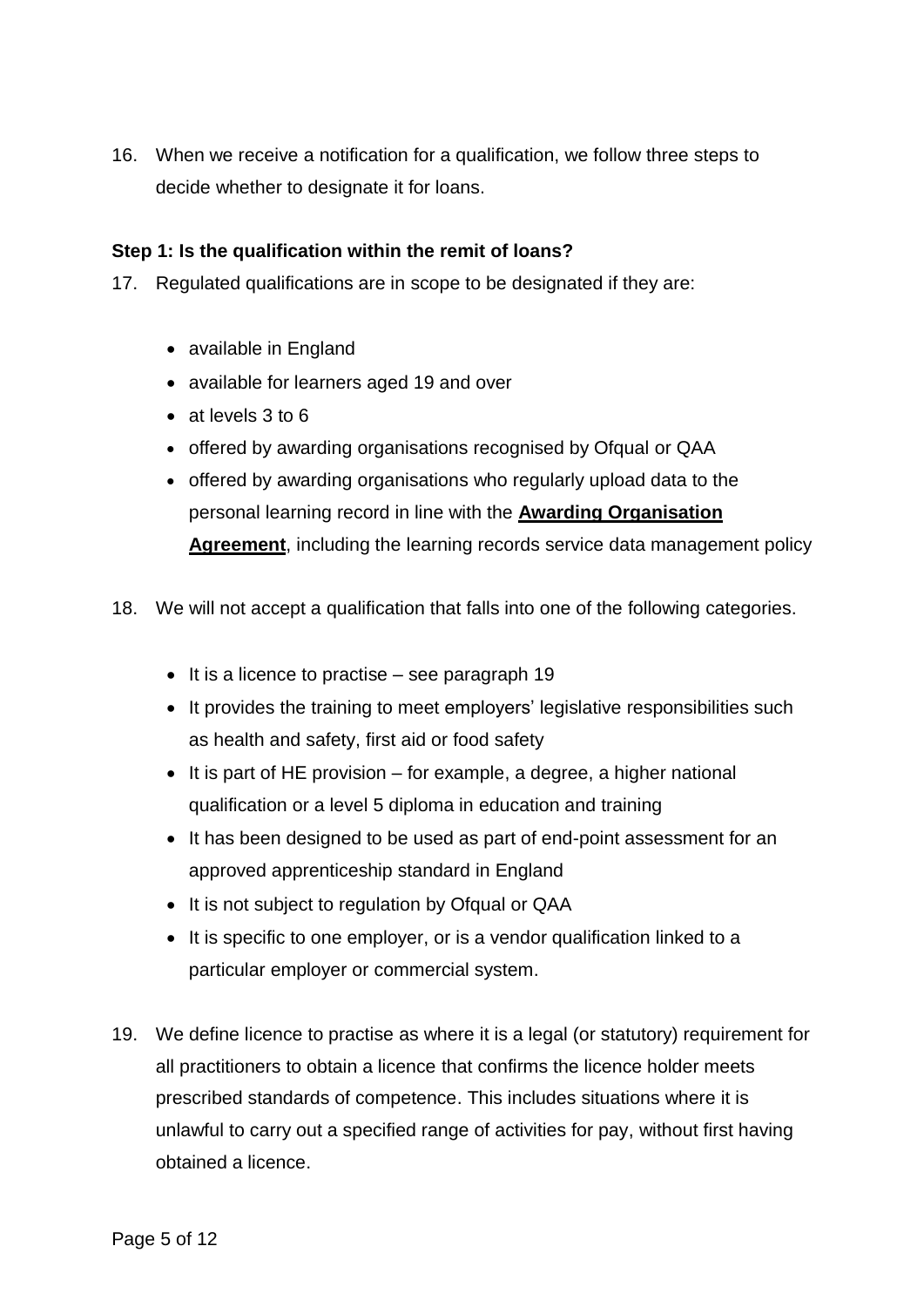16. When we receive a notification for a qualification, we follow three steps to decide whether to designate it for loans.

**Step 1: Is the qualification within the remit of loans?**

17. Regulated qualifications are in scope to be designated if they are:

    - available in England
    - available for learners aged 19 and over
    - at levels 3 to 6
    - offered by awarding organisations recognised by Ofqual or QAA
    - offered by awarding organisations who regularly upload data to the personal learning record in line with the **Awarding Organisation Agreement**, including the learning records service data management policy

18. We will not accept a qualification that falls into one of the following categories.

    - It is a licence to practise – see paragraph 19
    - It provides the training to meet employers' legislative responsibilities such as health and safety, first aid or food safety
    - It is part of HE provision – for example, a degree, a higher national qualification or a level 5 diploma in education and training
    - It has been designed to be used as part of end-point assessment for an approved apprenticeship standard in England
    - It is not subject to regulation by Ofqual or QAA
    - It is specific to one employer, or is a vendor qualification linked to a particular employer or commercial system.

19. We define licence to practise as where it is a legal (or statutory) requirement for all practitioners to obtain a licence that confirms the licence holder meets prescribed standards of competence. This includes situations where it is unlawful to carry out a specified range of activities for pay, without first having obtained a licence.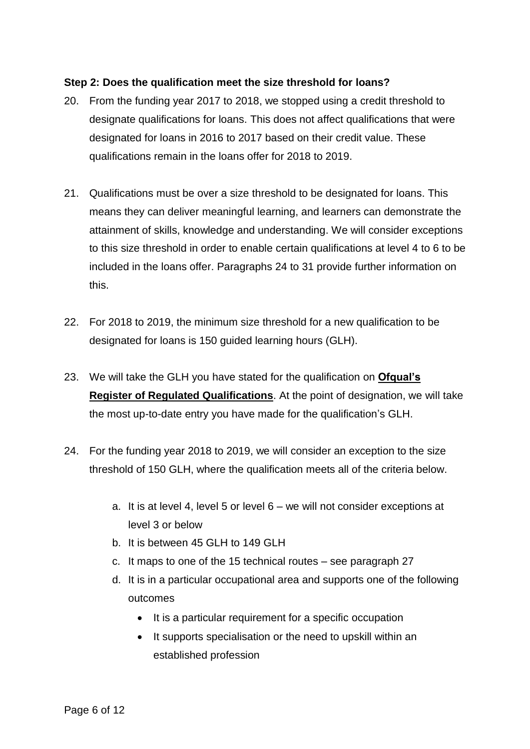**Step 2: Does the qualification meet the size threshold for loans?**

20. From the funding year 2017 to 2018, we stopped using a credit threshold to designate qualifications for loans. This does not affect qualifications that were designated for loans in 2016 to 2017 based on their credit value. These qualifications remain in the loans offer for 2018 to 2019.

21. Qualifications must be over a size threshold to be designated for loans. This means they can deliver meaningful learning, and learners can demonstrate the attainment of skills, knowledge and understanding. We will consider exceptions to this size threshold in order to enable certain qualifications at level 4 to 6 to be included in the loans offer. Paragraphs 24 to 31 provide further information on this.

22. For 2018 to 2019, the minimum size threshold for a new qualification to be designated for loans is 150 guided learning hours (GLH).

23. We will take the GLH you have stated for the qualification on **Ofqual's Register of Regulated Qualifications**. At the point of designation, we will take the most up-to-date entry you have made for the qualification's GLH.

24. For the funding year 2018 to 2019, we will consider an exception to the size threshold of 150 GLH, where the qualification meets all of the criteria below.

    a. It is at level 4, level 5 or level 6 – we will not consider exceptions at level 3 or below
    b. It is between 45 GLH to 149 GLH
    c. It maps to one of the 15 technical routes – see paragraph 27
    d. It is in a particular occupational area and supports one of the following outcomes
        - It is a particular requirement for a specific occupation
        - It supports specialisation or the need to upskill within an established profession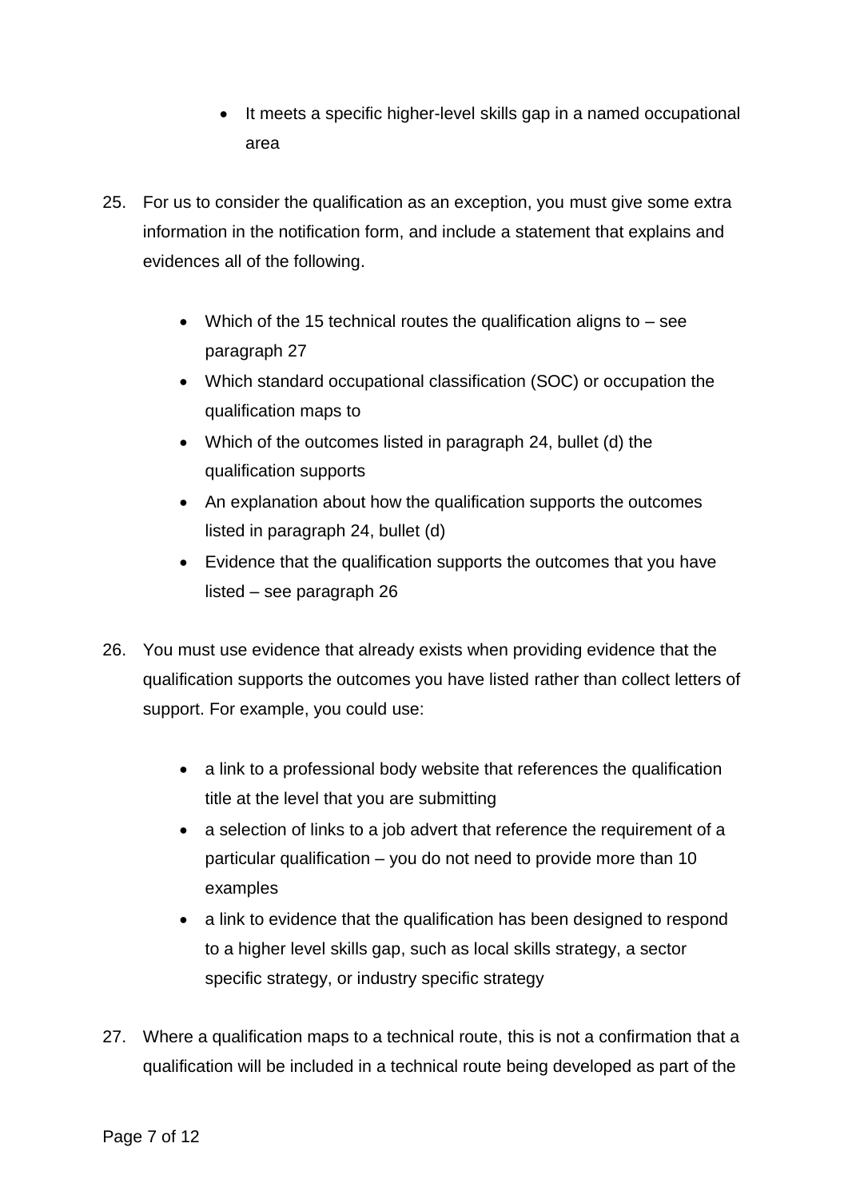- It meets a specific higher-level skills gap in a named occupational area

25. For us to consider the qualification as an exception, you must give some extra information in the notification form, and include a statement that explains and evidences all of the following.

    - Which of the 15 technical routes the qualification aligns to – see paragraph 27
    - Which standard occupational classification (SOC) or occupation the qualification maps to
    - Which of the outcomes listed in paragraph 24, bullet (d) the qualification supports
    - An explanation about how the qualification supports the outcomes listed in paragraph 24, bullet (d)
    - Evidence that the qualification supports the outcomes that you have listed – see paragraph 26

26. You must use evidence that already exists when providing evidence that the qualification supports the outcomes you have listed rather than collect letters of support. For example, you could use:

    - a link to a professional body website that references the qualification title at the level that you are submitting
    - a selection of links to a job advert that reference the requirement of a particular qualification – you do not need to provide more than 10 examples
    - a link to evidence that the qualification has been designed to respond to a higher level skills gap, such as local skills strategy, a sector specific strategy, or industry specific strategy

27. Where a qualification maps to a technical route, this is not a confirmation that a qualification will be included in a technical route being developed as part of the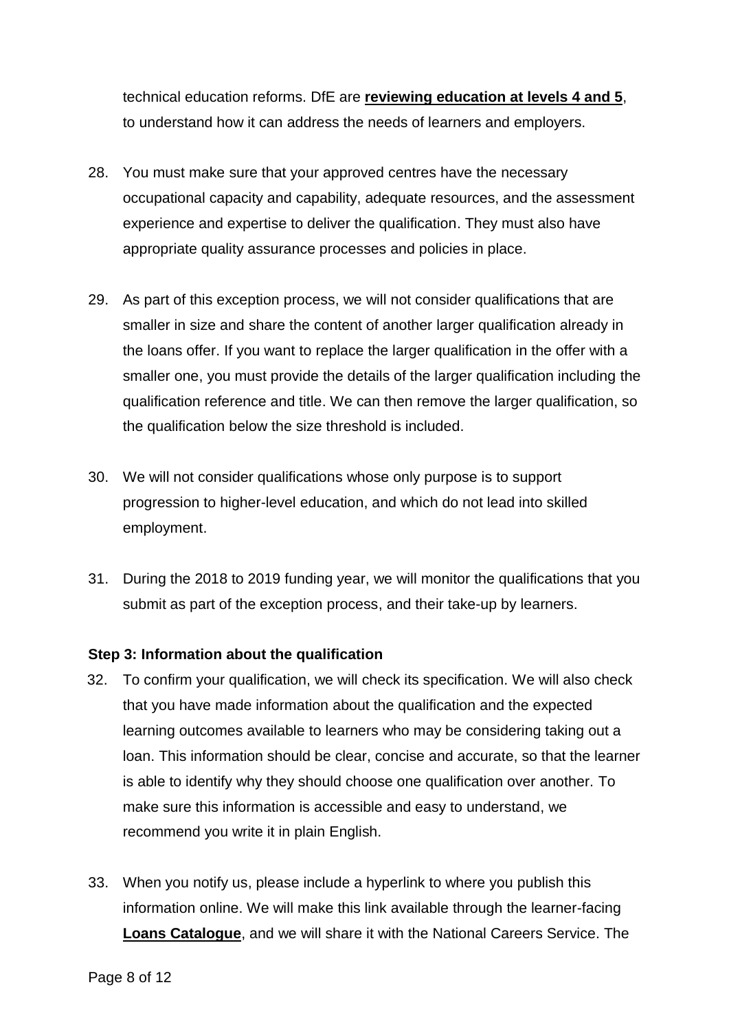technical education reforms. DfE are **reviewing education at levels 4 and 5**, to understand how it can address the needs of learners and employers.

28. You must make sure that your approved centres have the necessary occupational capacity and capability, adequate resources, and the assessment experience and expertise to deliver the qualification. They must also have appropriate quality assurance processes and policies in place.

29. As part of this exception process, we will not consider qualifications that are smaller in size and share the content of another larger qualification already in the loans offer. If you want to replace the larger qualification in the offer with a smaller one, you must provide the details of the larger qualification including the qualification reference and title. We can then remove the larger qualification, so the qualification below the size threshold is included.

30. We will not consider qualifications whose only purpose is to support progression to higher-level education, and which do not lead into skilled employment.

31. During the 2018 to 2019 funding year, we will monitor the qualifications that you submit as part of the exception process, and their take-up by learners.

### Step 3: Information about the qualification

32. To confirm your qualification, we will check its specification. We will also check that you have made information about the qualification and the expected learning outcomes available to learners who may be considering taking out a loan. This information should be clear, concise and accurate, so that the learner is able to identify why they should choose one qualification over another. To make sure this information is accessible and easy to understand, we recommend you write it in plain English.

33. When you notify us, please include a hyperlink to where you publish this information online. We will make this link available through the learner-facing **Loans Catalogue**, and we will share it with the National Careers Service. The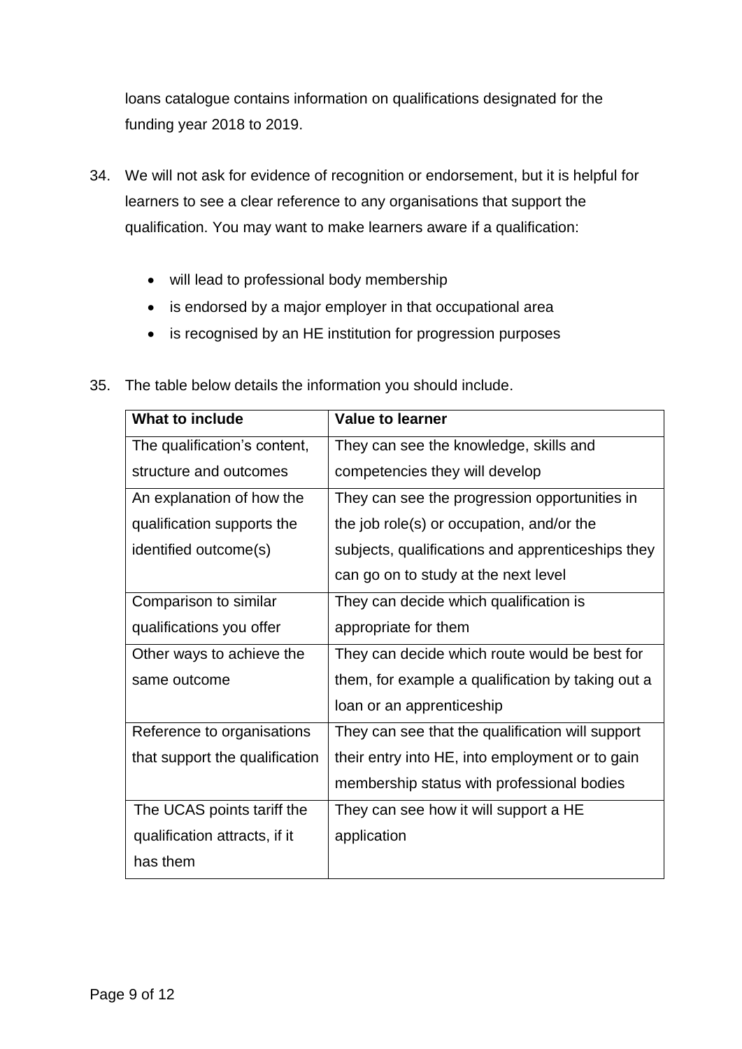loans catalogue contains information on qualifications designated for the funding year 2018 to 2019.

34. We will not ask for evidence of recognition or endorsement, but it is helpful for learners to see a clear reference to any organisations that support the qualification. You may want to make learners aware if a qualification:

    - will lead to professional body membership
    - is endorsed by a major employer in that occupational area
    - is recognised by an HE institution for progression purposes

35. The table below details the information you should include.

| What to include | Value to learner |
| --- | --- |
| The qualification's content, structure and outcomes | They can see the knowledge, skills and competencies they will develop |
| An explanation of how the qualification supports the identified outcome(s) | They can see the progression opportunities in the job role(s) or occupation, and/or the subjects, qualifications and apprenticeships they can go on to study at the next level |
| Comparison to similar qualifications you offer | They can decide which qualification is appropriate for them |
| Other ways to achieve the same outcome | They can decide which route would be best for them, for example a qualification by taking out a loan or an apprenticeship |
| Reference to organisations that support the qualification | They can see that the qualification will support their entry into HE, into employment or to gain membership status with professional bodies |
| The UCAS points tariff the qualification attracts, if it has them | They can see how it will support a HE application |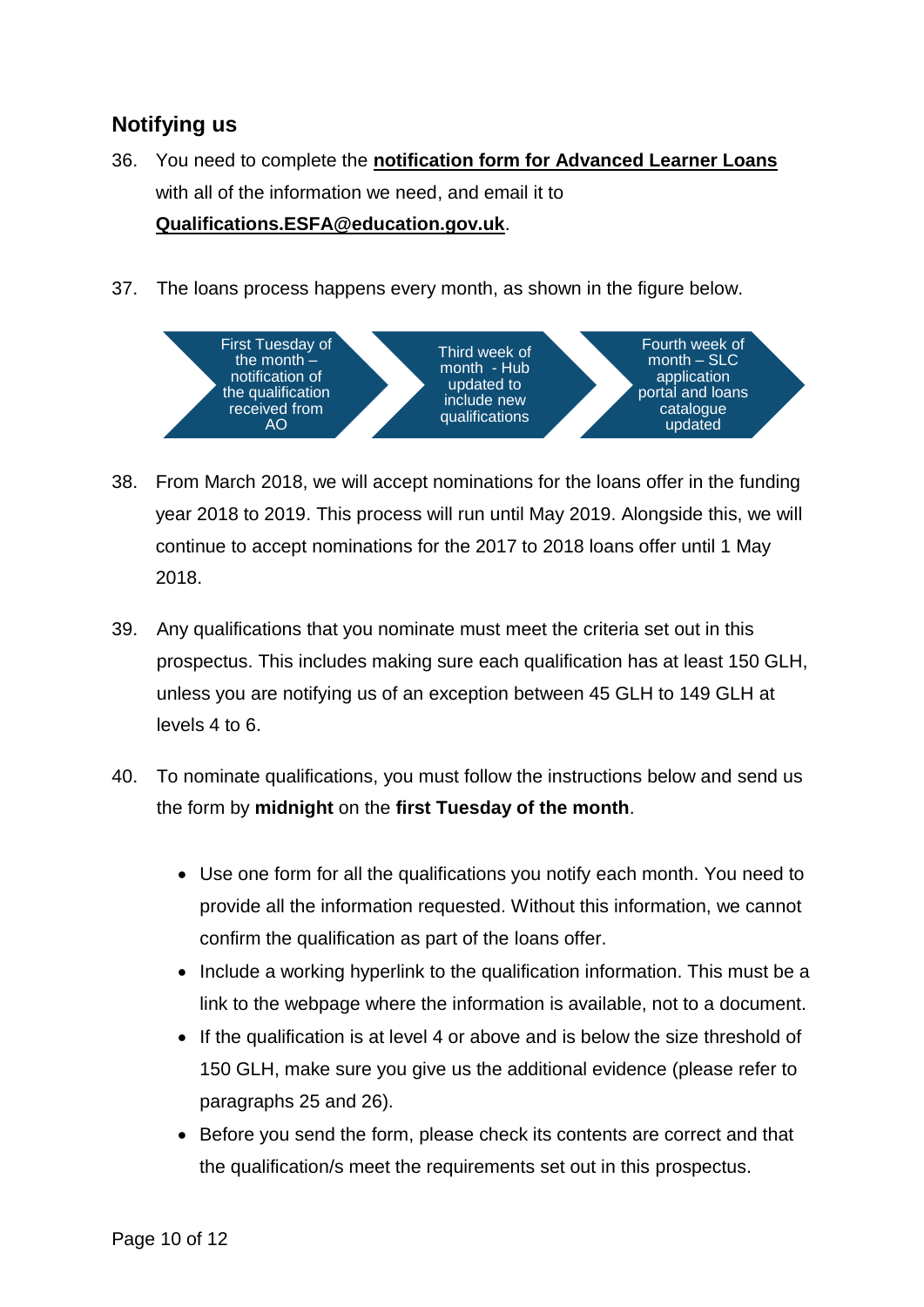## Notifying us

36. You need to complete the **notification form for Advanced Learner Loans** with all of the information we need, and email it to **Qualifications.ESFA@education.gov.uk**.

37. The loans process happens every month, as shown in the figure below.

First Tuesday of the month – notification of the qualification received from AO → Third week of month - Hub updated to include new qualifications → Fourth week of month – SLC application portal and loans catalogue updated

38. From March 2018, we will accept nominations for the loans offer in the funding year 2018 to 2019. This process will run until May 2019. Alongside this, we will continue to accept nominations for the 2017 to 2018 loans offer until 1 May 2018.

39. Any qualifications that you nominate must meet the criteria set out in this prospectus. This includes making sure each qualification has at least 150 GLH, unless you are notifying us of an exception between 45 GLH to 149 GLH at levels 4 to 6.

40. To nominate qualifications, you must follow the instructions below and send us the form by **midnight** on the **first Tuesday of the month**.

    - Use one form for all the qualifications you notify each month. You need to provide all the information requested. Without this information, we cannot confirm the qualification as part of the loans offer.
    - Include a working hyperlink to the qualification information. This must be a link to the webpage where the information is available, not to a document.
    - If the qualification is at level 4 or above and is below the size threshold of 150 GLH, make sure you give us the additional evidence (please refer to paragraphs 25 and 26).
    - Before you send the form, please check its contents are correct and that the qualification/s meet the requirements set out in this prospectus.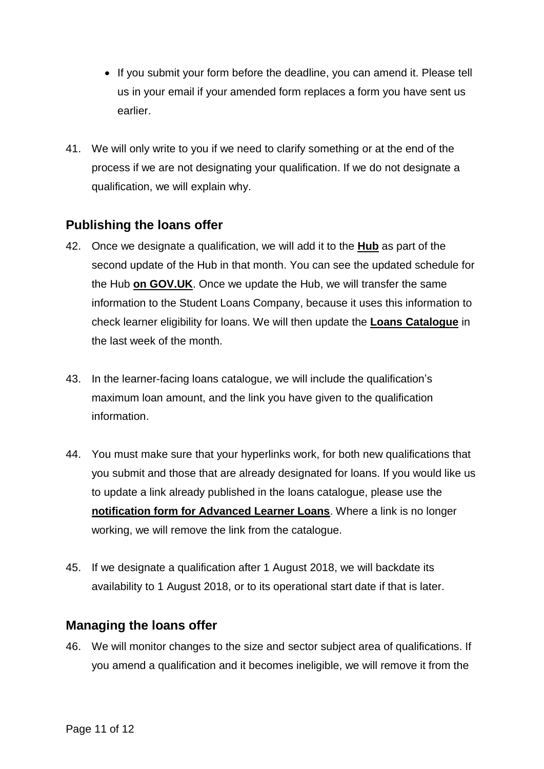- If you submit your form before the deadline, you can amend it. Please tell us in your email if your amended form replaces a form you have sent us earlier.

41. We will only write to you if we need to clarify something or at the end of the process if we are not designating your qualification. If we do not designate a qualification, we will explain why.

## Publishing the loans offer

42. Once we designate a qualification, we will add it to the **Hub** as part of the second update of the Hub in that month. You can see the updated schedule for the Hub **on GOV.UK**. Once we update the Hub, we will transfer the same information to the Student Loans Company, because it uses this information to check learner eligibility for loans. We will then update the **Loans Catalogue** in the last week of the month.

43. In the learner-facing loans catalogue, we will include the qualification's maximum loan amount, and the link you have given to the qualification information.

44. You must make sure that your hyperlinks work, for both new qualifications that you submit and those that are already designated for loans. If you would like us to update a link already published in the loans catalogue, please use the **notification form for Advanced Learner Loans**. Where a link is no longer working, we will remove the link from the catalogue.

45. If we designate a qualification after 1 August 2018, we will backdate its availability to 1 August 2018, or to its operational start date if that is later.

## Managing the loans offer

46. We will monitor changes to the size and sector subject area of qualifications. If you amend a qualification and it becomes ineligible, we will remove it from the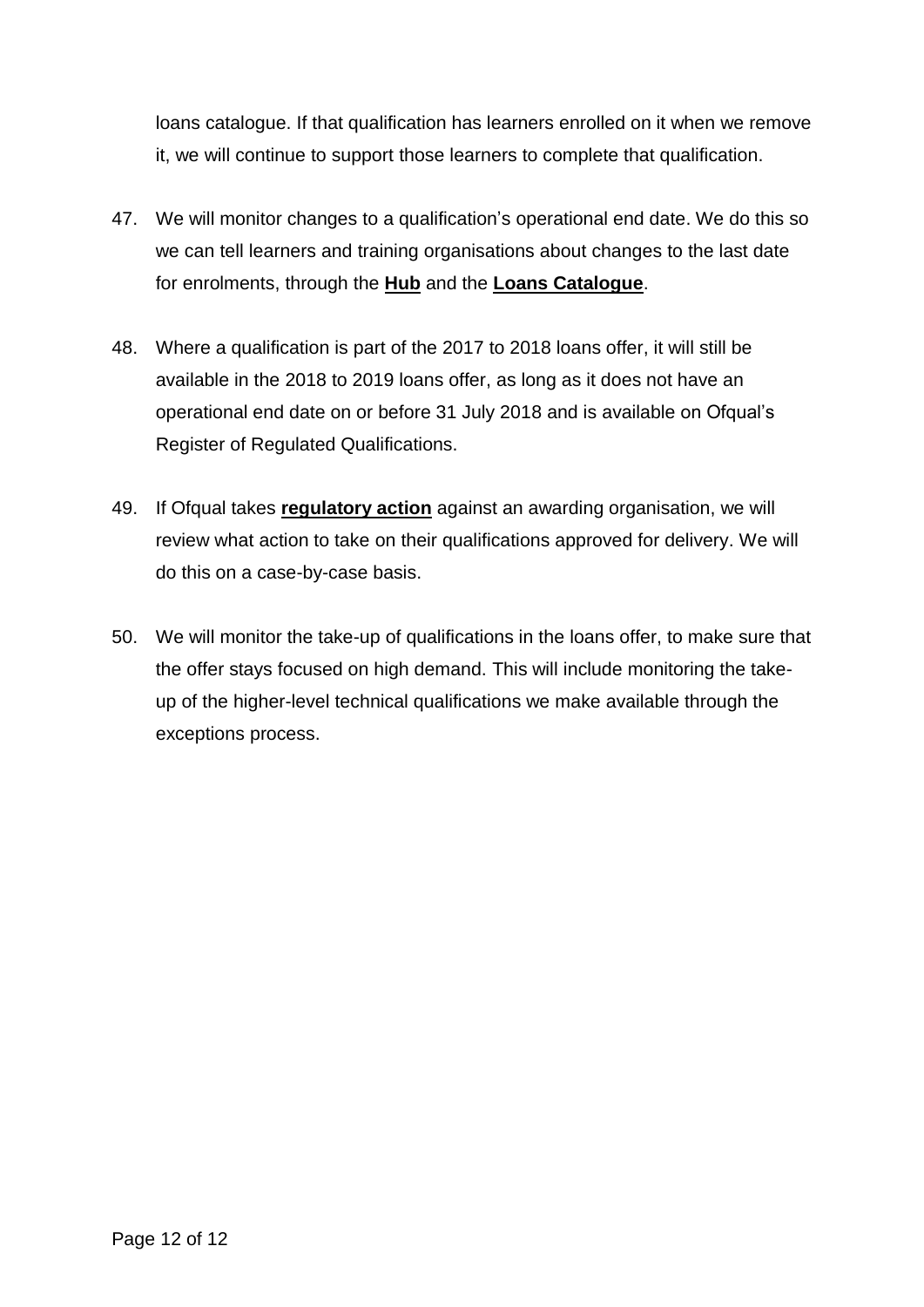loans catalogue. If that qualification has learners enrolled on it when we remove it, we will continue to support those learners to complete that qualification.

47. We will monitor changes to a qualification's operational end date. We do this so we can tell learners and training organisations about changes to the last date for enrolments, through the **Hub** and the **Loans Catalogue**.

48. Where a qualification is part of the 2017 to 2018 loans offer, it will still be available in the 2018 to 2019 loans offer, as long as it does not have an operational end date on or before 31 July 2018 and is available on Ofqual's Register of Regulated Qualifications.

49. If Ofqual takes **regulatory action** against an awarding organisation, we will review what action to take on their qualifications approved for delivery. We will do this on a case-by-case basis.

50. We will monitor the take-up of qualifications in the loans offer, to make sure that the offer stays focused on high demand. This will include monitoring the take-up of the higher-level technical qualifications we make available through the exceptions process.